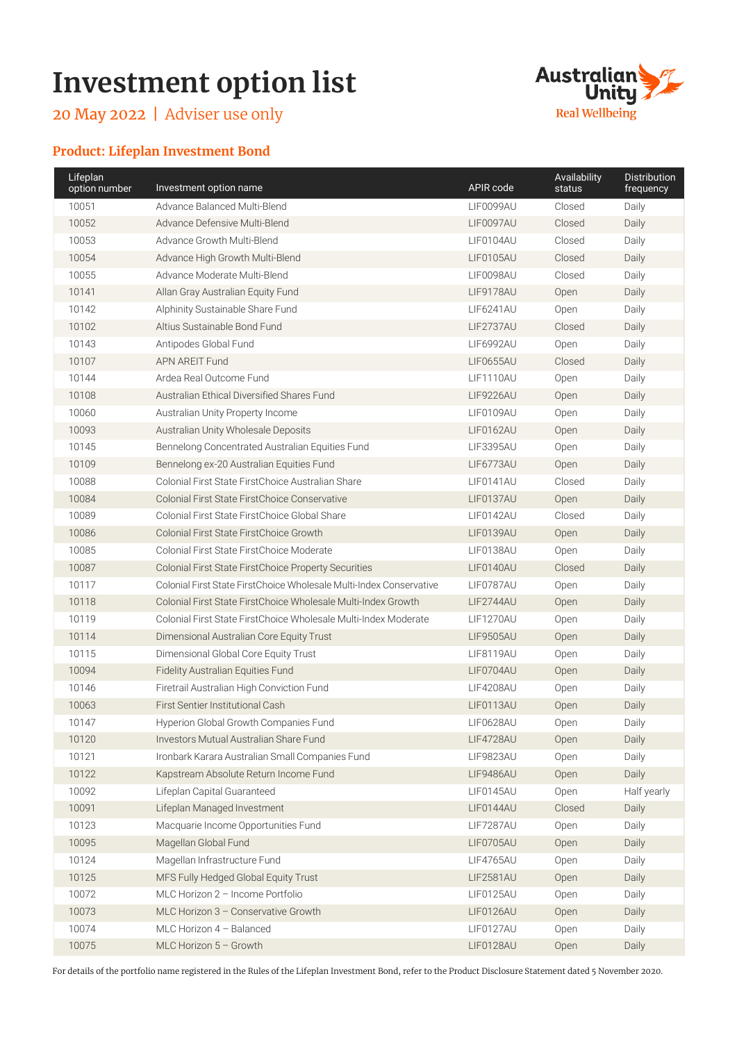# Investment option list

20 May 2022 | Adviser use only

Australian Unity Real Wellbeing

## Product: Lifeplan Investment Bond

| Lifeplan option number | Investment option name | APIR code | Availability status | Distribution frequency |
|---|---|---|---|---|
| 10051 | Advance Balanced Multi-Blend | LIF0099AU | Closed | Daily |
| 10052 | Advance Defensive Multi-Blend | LIF0097AU | Closed | Daily |
| 10053 | Advance Growth Multi-Blend | LIF0104AU | Closed | Daily |
| 10054 | Advance High Growth Multi-Blend | LIF0105AU | Closed | Daily |
| 10055 | Advance Moderate Multi-Blend | LIF0098AU | Closed | Daily |
| 10141 | Allan Gray Australian Equity Fund | LIF9178AU | Open | Daily |
| 10142 | Alphinity Sustainable Share Fund | LIF6241AU | Open | Daily |
| 10102 | Altius Sustainable Bond Fund | LIF2737AU | Closed | Daily |
| 10143 | Antipodes Global Fund | LIF6992AU | Open | Daily |
| 10107 | APN AREIT Fund | LIF0655AU | Closed | Daily |
| 10144 | Ardea Real Outcome Fund | LIF1110AU | Open | Daily |
| 10108 | Australian Ethical Diversified Shares Fund | LIF9226AU | Open | Daily |
| 10060 | Australian Unity Property Income | LIF0109AU | Open | Daily |
| 10093 | Australian Unity Wholesale Deposits | LIF0162AU | Open | Daily |
| 10145 | Bennelong Concentrated Australian Equities Fund | LIF3395AU | Open | Daily |
| 10109 | Bennelong ex-20 Australian Equities Fund | LIF6773AU | Open | Daily |
| 10088 | Colonial First State FirstChoice Australian Share | LIF0141AU | Closed | Daily |
| 10084 | Colonial First State FirstChoice Conservative | LIF0137AU | Open | Daily |
| 10089 | Colonial First State FirstChoice Global Share | LIF0142AU | Closed | Daily |
| 10086 | Colonial First State FirstChoice Growth | LIF0139AU | Open | Daily |
| 10085 | Colonial First State FirstChoice Moderate | LIF0138AU | Open | Daily |
| 10087 | Colonial First State FirstChoice Property Securities | LIF0140AU | Closed | Daily |
| 10117 | Colonial First State FirstChoice Wholesale Multi-Index Conservative | LIF0787AU | Open | Daily |
| 10118 | Colonial First State FirstChoice Wholesale Multi-Index Growth | LIF2744AU | Open | Daily |
| 10119 | Colonial First State FirstChoice Wholesale Multi-Index Moderate | LIF1270AU | Open | Daily |
| 10114 | Dimensional Australian Core Equity Trust | LIF9505AU | Open | Daily |
| 10115 | Dimensional Global Core Equity Trust | LIF8119AU | Open | Daily |
| 10094 | Fidelity Australian Equities Fund | LIF0704AU | Open | Daily |
| 10146 | Firetrail Australian High Conviction Fund | LIF4208AU | Open | Daily |
| 10063 | First Sentier Institutional Cash | LIF0113AU | Open | Daily |
| 10147 | Hyperion Global Growth Companies Fund | LIF0628AU | Open | Daily |
| 10120 | Investors Mutual Australian Share Fund | LIF4728AU | Open | Daily |
| 10121 | Ironbark Karara Australian Small Companies Fund | LIF9823AU | Open | Daily |
| 10122 | Kapstream Absolute Return Income Fund | LIF9486AU | Open | Daily |
| 10092 | Lifeplan Capital Guaranteed | LIF0145AU | Open | Half yearly |
| 10091 | Lifeplan Managed Investment | LIF0144AU | Closed | Daily |
| 10123 | Macquarie Income Opportunities Fund | LIF7287AU | Open | Daily |
| 10095 | Magellan Global Fund | LIF0705AU | Open | Daily |
| 10124 | Magellan Infrastructure Fund | LIF4765AU | Open | Daily |
| 10125 | MFS Fully Hedged Global Equity Trust | LIF2581AU | Open | Daily |
| 10072 | MLC Horizon 2 – Income Portfolio | LIF0125AU | Open | Daily |
| 10073 | MLC Horizon 3 – Conservative Growth | LIF0126AU | Open | Daily |
| 10074 | MLC Horizon 4 – Balanced | LIF0127AU | Open | Daily |
| 10075 | MLC Horizon 5 – Growth | LIF0128AU | Open | Daily |

For details of the portfolio name registered in the Rules of the Lifeplan Investment Bond, refer to the Product Disclosure Statement dated 5 November 2020.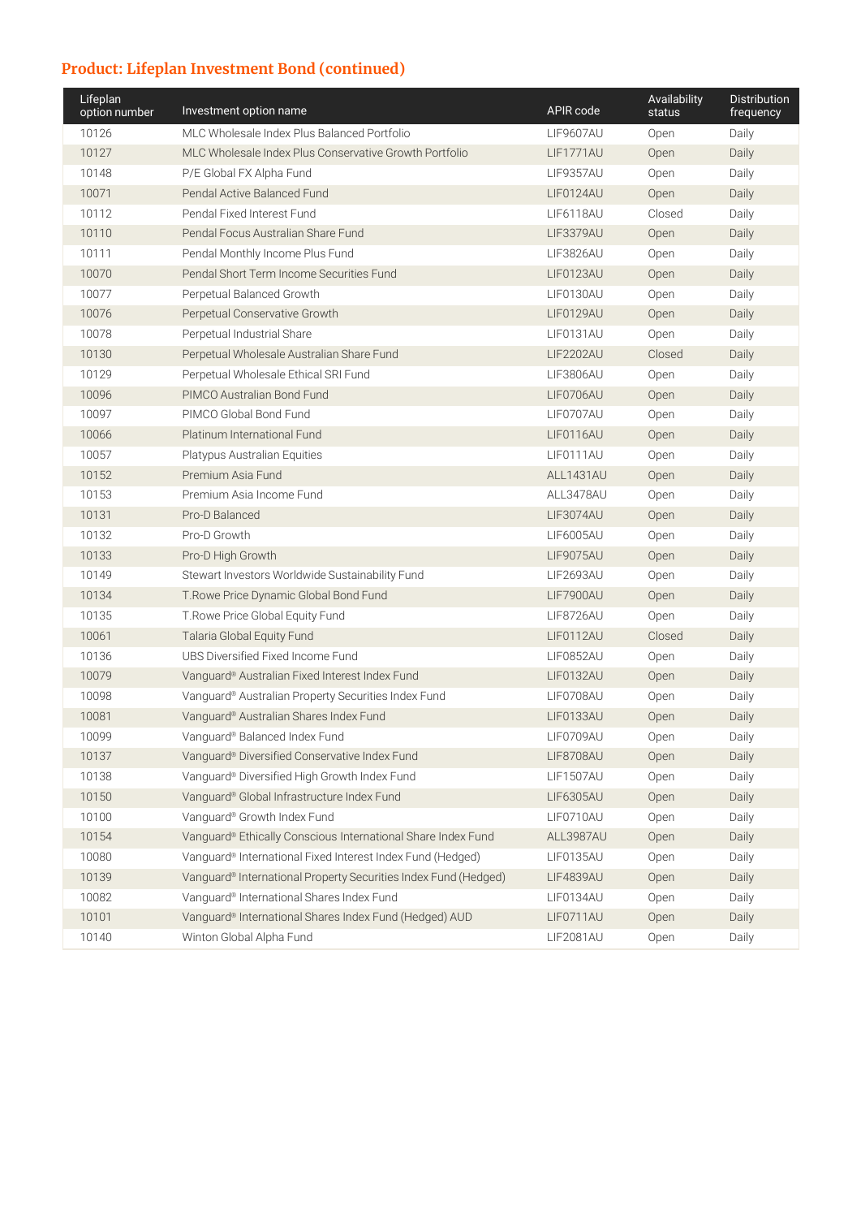## Product: Lifeplan Investment Bond (continued)

| Lifeplan option number | Investment option name | APIR code | Availability status | Distribution frequency |
|---|---|---|---|---|
| 10126 | MLC Wholesale Index Plus Balanced Portfolio | LIF9607AU | Open | Daily |
| 10127 | MLC Wholesale Index Plus Conservative Growth Portfolio | LIF1771AU | Open | Daily |
| 10148 | P/E Global FX Alpha Fund | LIF9357AU | Open | Daily |
| 10071 | Pendal Active Balanced Fund | LIF0124AU | Open | Daily |
| 10112 | Pendal Fixed Interest Fund | LIF6118AU | Closed | Daily |
| 10110 | Pendal Focus Australian Share Fund | LIF3379AU | Open | Daily |
| 10111 | Pendal Monthly Income Plus Fund | LIF3826AU | Open | Daily |
| 10070 | Pendal Short Term Income Securities Fund | LIF0123AU | Open | Daily |
| 10077 | Perpetual Balanced Growth | LIF0130AU | Open | Daily |
| 10076 | Perpetual Conservative Growth | LIF0129AU | Open | Daily |
| 10078 | Perpetual Industrial Share | LIF0131AU | Open | Daily |
| 10130 | Perpetual Wholesale Australian Share Fund | LIF2202AU | Closed | Daily |
| 10129 | Perpetual Wholesale Ethical SRI Fund | LIF3806AU | Open | Daily |
| 10096 | PIMCO Australian Bond Fund | LIF0706AU | Open | Daily |
| 10097 | PIMCO Global Bond Fund | LIF0707AU | Open | Daily |
| 10066 | Platinum International Fund | LIF0116AU | Open | Daily |
| 10057 | Platypus Australian Equities | LIF0111AU | Open | Daily |
| 10152 | Premium Asia Fund | ALL1431AU | Open | Daily |
| 10153 | Premium Asia Income Fund | ALL3478AU | Open | Daily |
| 10131 | Pro-D Balanced | LIF3074AU | Open | Daily |
| 10132 | Pro-D Growth | LIF6005AU | Open | Daily |
| 10133 | Pro-D High Growth | LIF9075AU | Open | Daily |
| 10149 | Stewart Investors Worldwide Sustainability Fund | LIF2693AU | Open | Daily |
| 10134 | T.Rowe Price Dynamic Global Bond Fund | LIF7900AU | Open | Daily |
| 10135 | T.Rowe Price Global Equity Fund | LIF8726AU | Open | Daily |
| 10061 | Talaria Global Equity Fund | LIF0112AU | Closed | Daily |
| 10136 | UBS Diversified Fixed Income Fund | LIF0852AU | Open | Daily |
| 10079 | Vanguard® Australian Fixed Interest Index Fund | LIF0132AU | Open | Daily |
| 10098 | Vanguard® Australian Property Securities Index Fund | LIF0708AU | Open | Daily |
| 10081 | Vanguard® Australian Shares Index Fund | LIF0133AU | Open | Daily |
| 10099 | Vanguard® Balanced Index Fund | LIF0709AU | Open | Daily |
| 10137 | Vanguard® Diversified Conservative Index Fund | LIF8708AU | Open | Daily |
| 10138 | Vanguard® Diversified High Growth Index Fund | LIF1507AU | Open | Daily |
| 10150 | Vanguard® Global Infrastructure Index Fund | LIF6305AU | Open | Daily |
| 10100 | Vanguard® Growth Index Fund | LIF0710AU | Open | Daily |
| 10154 | Vanguard® Ethically Conscious International Share Index Fund | ALL3987AU | Open | Daily |
| 10080 | Vanguard® International Fixed Interest Index Fund (Hedged) | LIF0135AU | Open | Daily |
| 10139 | Vanguard® International Property Securities Index Fund (Hedged) | LIF4839AU | Open | Daily |
| 10082 | Vanguard® International Shares Index Fund | LIF0134AU | Open | Daily |
| 10101 | Vanguard® International Shares Index Fund (Hedged) AUD | LIF0711AU | Open | Daily |
| 10140 | Winton Global Alpha Fund | LIF2081AU | Open | Daily |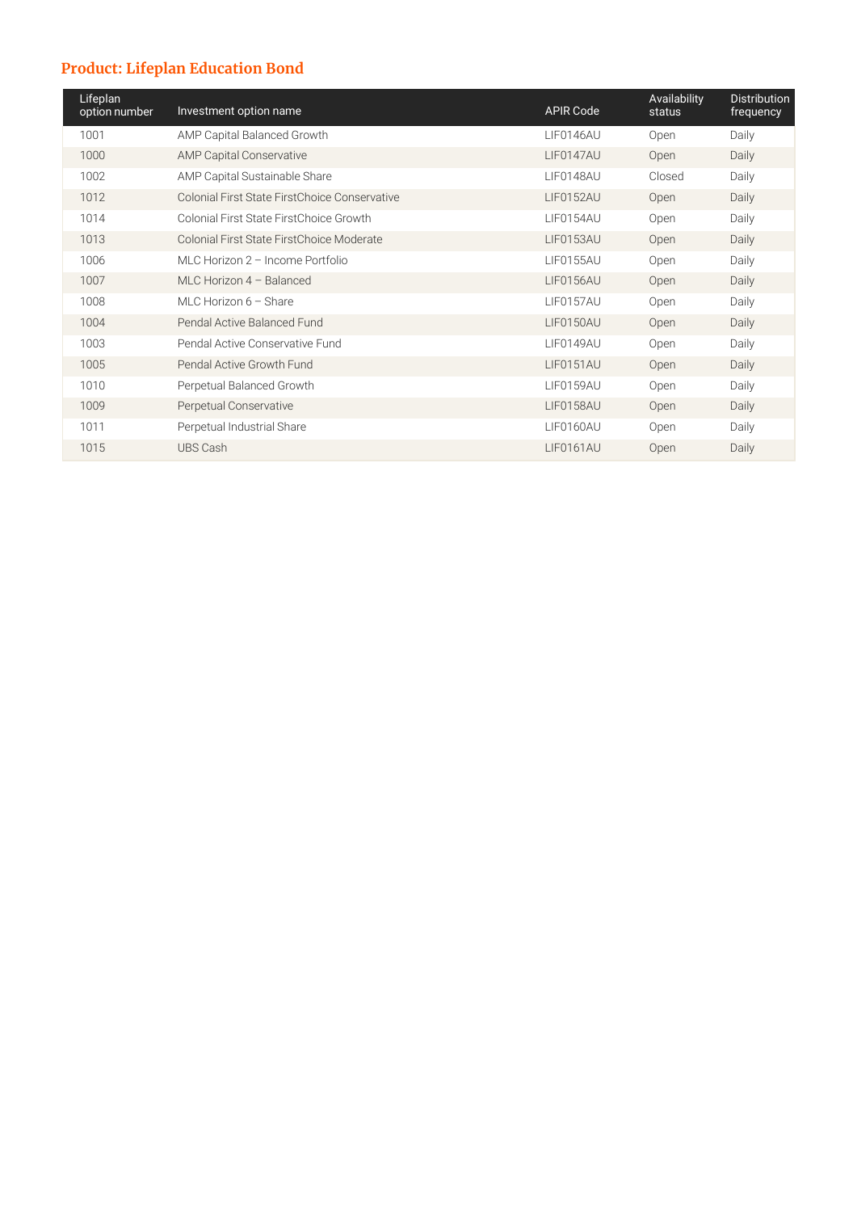## Product: Lifeplan Education Bond

| Lifeplan option number | Investment option name | APIR Code | Availability status | Distribution frequency |
|---|---|---|---|---|
| 1001 | AMP Capital Balanced Growth | LIF0146AU | Open | Daily |
| 1000 | AMP Capital Conservative | LIF0147AU | Open | Daily |
| 1002 | AMP Capital Sustainable Share | LIF0148AU | Closed | Daily |
| 1012 | Colonial First State FirstChoice Conservative | LIF0152AU | Open | Daily |
| 1014 | Colonial First State FirstChoice Growth | LIF0154AU | Open | Daily |
| 1013 | Colonial First State FirstChoice Moderate | LIF0153AU | Open | Daily |
| 1006 | MLC Horizon 2 – Income Portfolio | LIF0155AU | Open | Daily |
| 1007 | MLC Horizon 4 – Balanced | LIF0156AU | Open | Daily |
| 1008 | MLC Horizon 6 – Share | LIF0157AU | Open | Daily |
| 1004 | Pendal Active Balanced Fund | LIF0150AU | Open | Daily |
| 1003 | Pendal Active Conservative Fund | LIF0149AU | Open | Daily |
| 1005 | Pendal Active Growth Fund | LIF0151AU | Open | Daily |
| 1010 | Perpetual Balanced Growth | LIF0159AU | Open | Daily |
| 1009 | Perpetual Conservative | LIF0158AU | Open | Daily |
| 1011 | Perpetual Industrial Share | LIF0160AU | Open | Daily |
| 1015 | UBS Cash | LIF0161AU | Open | Daily |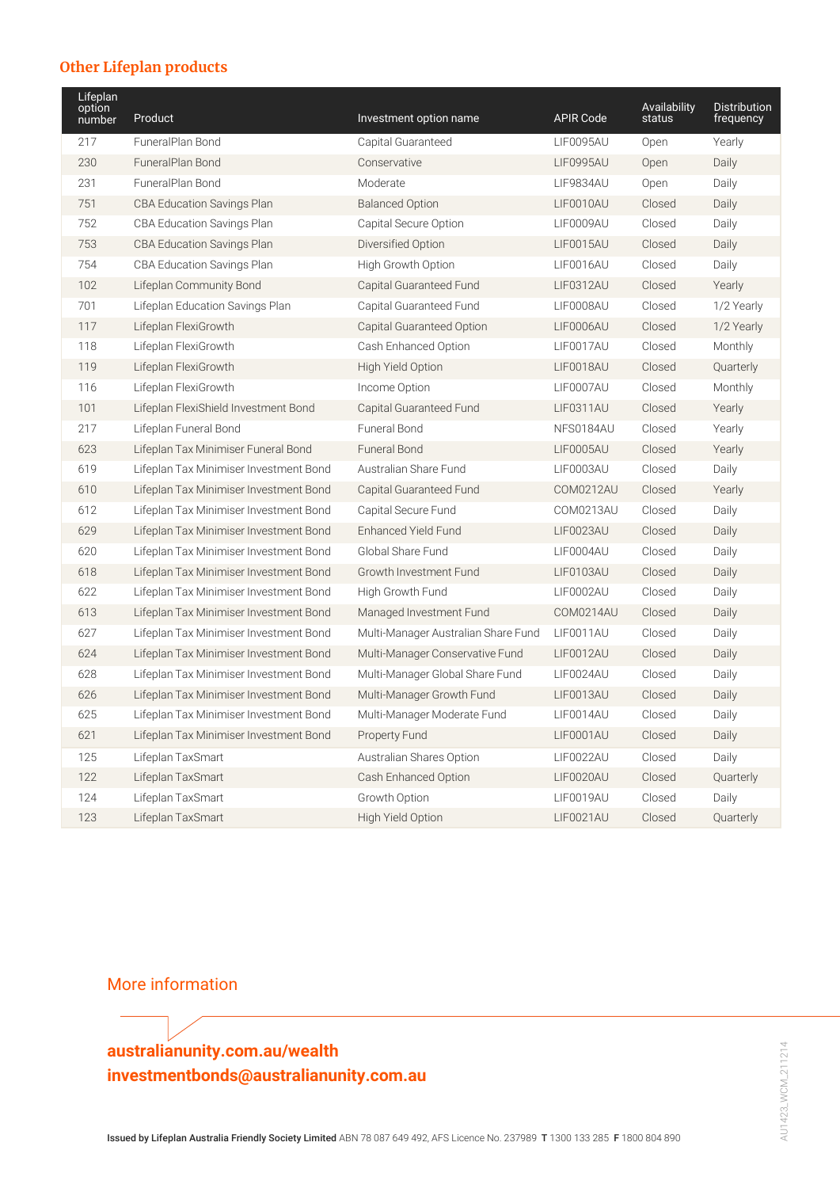## Other Lifeplan products

| Lifeplan option number | Product | Investment option name | APIR Code | Availability status | Distribution frequency |
|---|---|---|---|---|---|
| 217 | FuneralPlan Bond | Capital Guaranteed | LIF0095AU | Open | Yearly |
| 230 | FuneralPlan Bond | Conservative | LIF0995AU | Open | Daily |
| 231 | FuneralPlan Bond | Moderate | LIF9834AU | Open | Daily |
| 751 | CBA Education Savings Plan | Balanced Option | LIF0010AU | Closed | Daily |
| 752 | CBA Education Savings Plan | Capital Secure Option | LIF0009AU | Closed | Daily |
| 753 | CBA Education Savings Plan | Diversified Option | LIF0015AU | Closed | Daily |
| 754 | CBA Education Savings Plan | High Growth Option | LIF0016AU | Closed | Daily |
| 102 | Lifeplan Community Bond | Capital Guaranteed Fund | LIF0312AU | Closed | Yearly |
| 701 | Lifeplan Education Savings Plan | Capital Guaranteed Fund | LIF0008AU | Closed | 1/2 Yearly |
| 117 | Lifeplan FlexiGrowth | Capital Guaranteed Option | LIF0006AU | Closed | 1/2 Yearly |
| 118 | Lifeplan FlexiGrowth | Cash Enhanced Option | LIF0017AU | Closed | Monthly |
| 119 | Lifeplan FlexiGrowth | High Yield Option | LIF0018AU | Closed | Quarterly |
| 116 | Lifeplan FlexiGrowth | Income Option | LIF0007AU | Closed | Monthly |
| 101 | Lifeplan FlexiShield Investment Bond | Capital Guaranteed Fund | LIF0311AU | Closed | Yearly |
| 217 | Lifeplan Funeral Bond | Funeral Bond | NFS0184AU | Closed | Yearly |
| 623 | Lifeplan Tax Minimiser Funeral Bond | Funeral Bond | LIF0005AU | Closed | Yearly |
| 619 | Lifeplan Tax Minimiser Investment Bond | Australian Share Fund | LIF0003AU | Closed | Daily |
| 610 | Lifeplan Tax Minimiser Investment Bond | Capital Guaranteed Fund | COM0212AU | Closed | Yearly |
| 612 | Lifeplan Tax Minimiser Investment Bond | Capital Secure Fund | COM0213AU | Closed | Daily |
| 629 | Lifeplan Tax Minimiser Investment Bond | Enhanced Yield Fund | LIF0023AU | Closed | Daily |
| 620 | Lifeplan Tax Minimiser Investment Bond | Global Share Fund | LIF0004AU | Closed | Daily |
| 618 | Lifeplan Tax Minimiser Investment Bond | Growth Investment Fund | LIF0103AU | Closed | Daily |
| 622 | Lifeplan Tax Minimiser Investment Bond | High Growth Fund | LIF0002AU | Closed | Daily |
| 613 | Lifeplan Tax Minimiser Investment Bond | Managed Investment Fund | COM0214AU | Closed | Daily |
| 627 | Lifeplan Tax Minimiser Investment Bond | Multi-Manager Australian Share Fund | LIF0011AU | Closed | Daily |
| 624 | Lifeplan Tax Minimiser Investment Bond | Multi-Manager Conservative Fund | LIF0012AU | Closed | Daily |
| 628 | Lifeplan Tax Minimiser Investment Bond | Multi-Manager Global Share Fund | LIF0024AU | Closed | Daily |
| 626 | Lifeplan Tax Minimiser Investment Bond | Multi-Manager Growth Fund | LIF0013AU | Closed | Daily |
| 625 | Lifeplan Tax Minimiser Investment Bond | Multi-Manager Moderate Fund | LIF0014AU | Closed | Daily |
| 621 | Lifeplan Tax Minimiser Investment Bond | Property Fund | LIF0001AU | Closed | Daily |
| 125 | Lifeplan TaxSmart | Australian Shares Option | LIF0022AU | Closed | Daily |
| 122 | Lifeplan TaxSmart | Cash Enhanced Option | LIF0020AU | Closed | Quarterly |
| 124 | Lifeplan TaxSmart | Growth Option | LIF0019AU | Closed | Daily |
| 123 | Lifeplan TaxSmart | High Yield Option | LIF0021AU | Closed | Quarterly |

## More information

**australianunity.com.au/wealth**
**investmentbonds@australianunity.com.au**

**Issued by Lifeplan Australia Friendly Society Limited** ABN 78 087 649 492, AFS Licence No. 237989 **T** 1300 133 285 **F** 1800 804 890

AU1423_WCM_211214